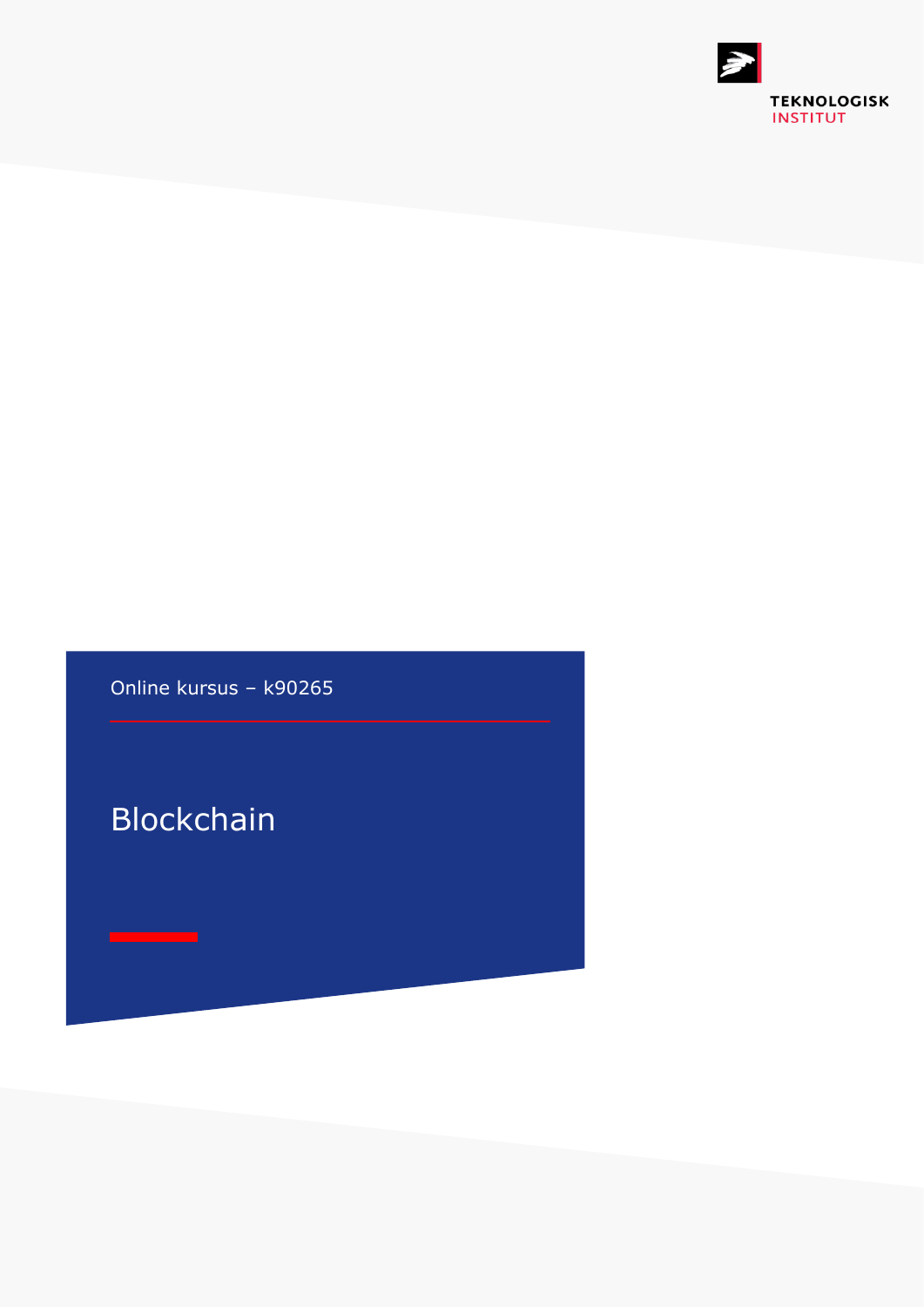TEKNOLOGISK INSTITUT

Online kursus – k90265

# Blockchain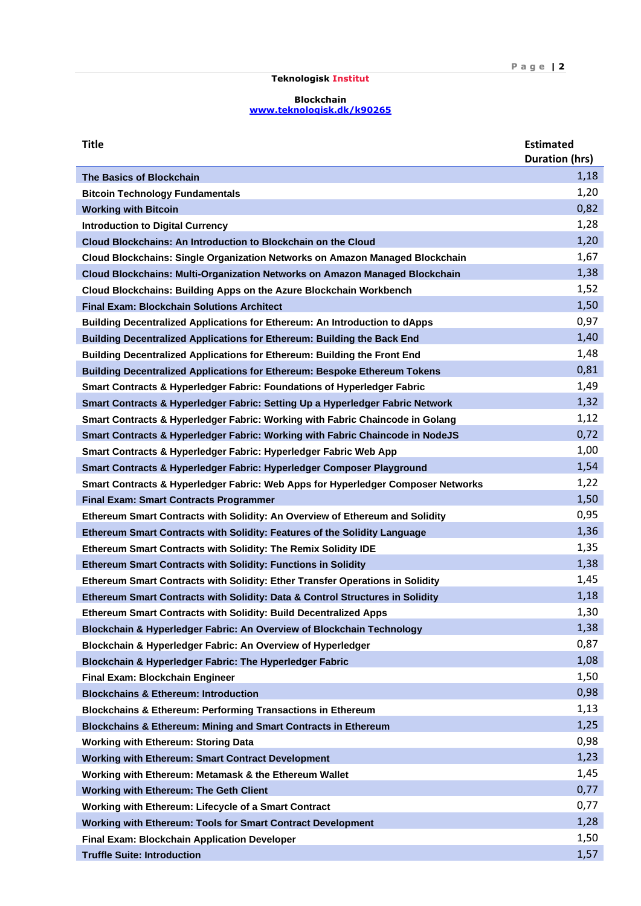**Teknologisk Institut**

**Blockchain**
[www.teknologisk.dk/k90265](http://www.teknologisk.dk/k90265)

| Title | Estimated Duration (hrs) |
|---|---|
| The Basics of Blockchain | 1,18 |
| Bitcoin Technology Fundamentals | 1,20 |
| Working with Bitcoin | 0,82 |
| Introduction to Digital Currency | 1,28 |
| Cloud Blockchains: An Introduction to Blockchain on the Cloud | 1,20 |
| Cloud Blockchains: Single Organization Networks on Amazon Managed Blockchain | 1,67 |
| Cloud Blockchains: Multi-Organization Networks on Amazon Managed Blockchain | 1,38 |
| Cloud Blockchains: Building Apps on the Azure Blockchain Workbench | 1,52 |
| Final Exam: Blockchain Solutions Architect | 1,50 |
| Building Decentralized Applications for Ethereum: An Introduction to dApps | 0,97 |
| Building Decentralized Applications for Ethereum: Building the Back End | 1,40 |
| Building Decentralized Applications for Ethereum: Building the Front End | 1,48 |
| Building Decentralized Applications for Ethereum: Bespoke Ethereum Tokens | 0,81 |
| Smart Contracts & Hyperledger Fabric: Foundations of Hyperledger Fabric | 1,49 |
| Smart Contracts & Hyperledger Fabric: Setting Up a Hyperledger Fabric Network | 1,32 |
| Smart Contracts & Hyperledger Fabric: Working with Fabric Chaincode in Golang | 1,12 |
| Smart Contracts & Hyperledger Fabric: Working with Fabric Chaincode in NodeJS | 0,72 |
| Smart Contracts & Hyperledger Fabric: Hyperledger Fabric Web App | 1,00 |
| Smart Contracts & Hyperledger Fabric: Hyperledger Composer Playground | 1,54 |
| Smart Contracts & Hyperledger Fabric: Web Apps for Hyperledger Composer Networks | 1,22 |
| Final Exam: Smart Contracts Programmer | 1,50 |
| Ethereum Smart Contracts with Solidity: An Overview of Ethereum and Solidity | 0,95 |
| Ethereum Smart Contracts with Solidity: Features of the Solidity Language | 1,36 |
| Ethereum Smart Contracts with Solidity: The Remix Solidity IDE | 1,35 |
| Ethereum Smart Contracts with Solidity: Functions in Solidity | 1,38 |
| Ethereum Smart Contracts with Solidity: Ether Transfer Operations in Solidity | 1,45 |
| Ethereum Smart Contracts with Solidity: Data & Control Structures in Solidity | 1,18 |
| Ethereum Smart Contracts with Solidity: Build Decentralized Apps | 1,30 |
| Blockchain & Hyperledger Fabric: An Overview of Blockchain Technology | 1,38 |
| Blockchain & Hyperledger Fabric: An Overview of Hyperledger | 0,87 |
| Blockchain & Hyperledger Fabric: The Hyperledger Fabric | 1,08 |
| Final Exam: Blockchain Engineer | 1,50 |
| Blockchains & Ethereum: Introduction | 0,98 |
| Blockchains & Ethereum: Performing Transactions in Ethereum | 1,13 |
| Blockchains & Ethereum: Mining and Smart Contracts in Ethereum | 1,25 |
| Working with Ethereum: Storing Data | 0,98 |
| Working with Ethereum: Smart Contract Development | 1,23 |
| Working with Ethereum: Metamask & the Ethereum Wallet | 1,45 |
| Working with Ethereum: The Geth Client | 0,77 |
| Working with Ethereum: Lifecycle of a Smart Contract | 0,77 |
| Working with Ethereum: Tools for Smart Contract Development | 1,28 |
| Final Exam: Blockchain Application Developer | 1,50 |
| Truffle Suite: Introduction | 1,57 |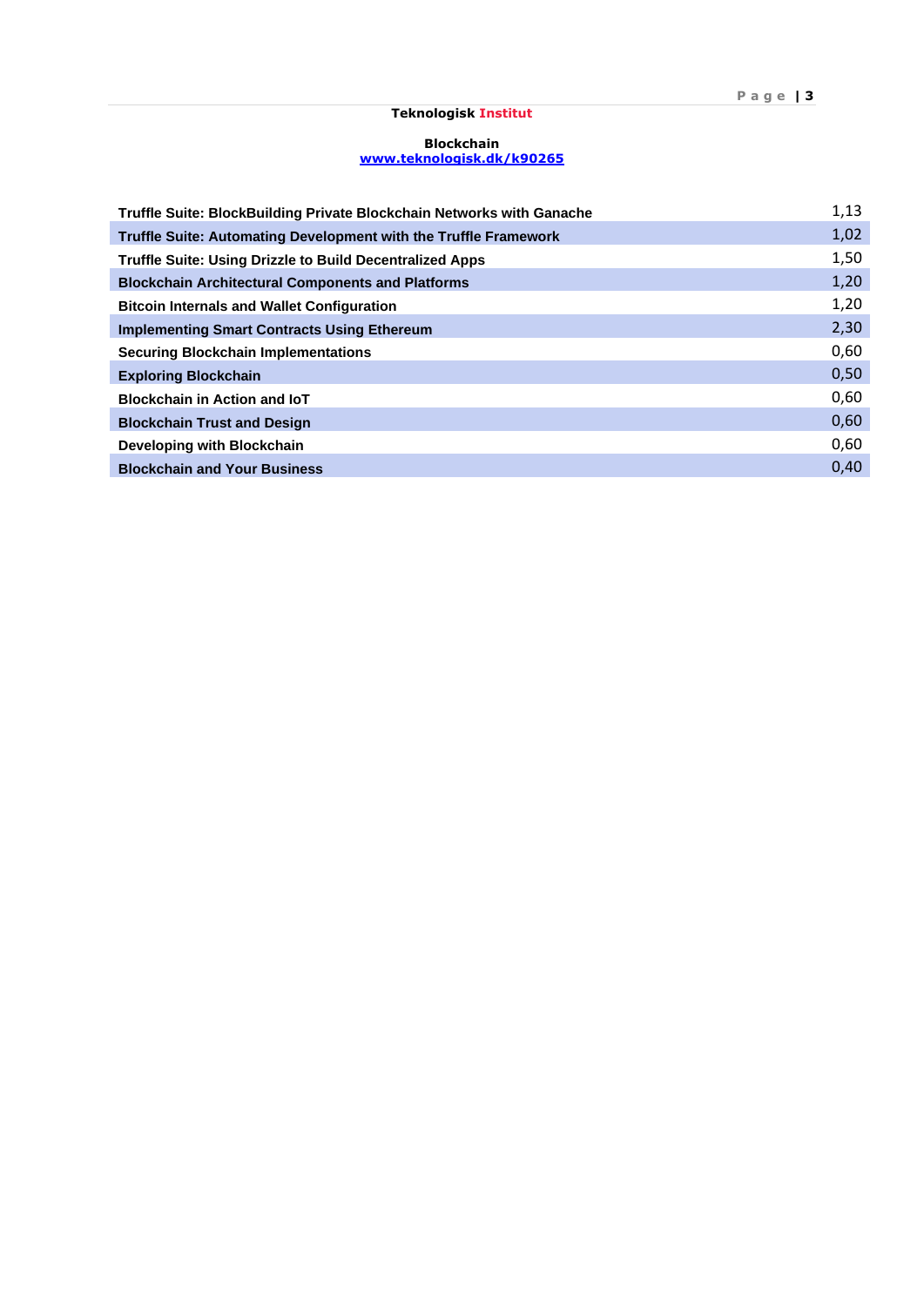**Teknologisk Institut**

**Blockchain**
[www.teknologisk.dk/k90265](http://www.teknologisk.dk/k90265)

| | |
|---|---|
| **Truffle Suite: BlockBuilding Private Blockchain Networks with Ganache** | 1,13 |
| **Truffle Suite: Automating Development with the Truffle Framework** | 1,02 |
| **Truffle Suite: Using Drizzle to Build Decentralized Apps** | 1,50 |
| **Blockchain Architectural Components and Platforms** | 1,20 |
| **Bitcoin Internals and Wallet Configuration** | 1,20 |
| **Implementing Smart Contracts Using Ethereum** | 2,30 |
| **Securing Blockchain Implementations** | 0,60 |
| **Exploring Blockchain** | 0,50 |
| **Blockchain in Action and IoT** | 0,60 |
| **Blockchain Trust and Design** | 0,60 |
| **Developing with Blockchain** | 0,60 |
| **Blockchain and Your Business** | 0,40 |